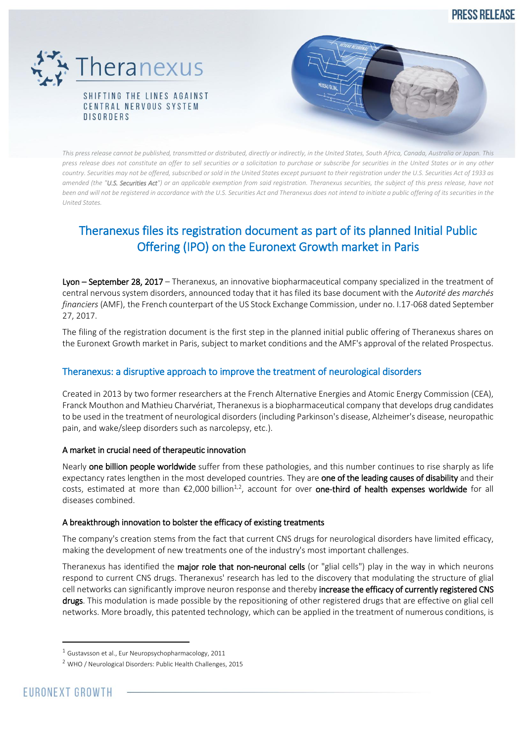**PRESS RELEASE**

Theranexus

SHIFTING THE LINES AGAINST CENTRAL NERVOUS SYSTEM DISORDERS

*This press release cannot be published, transmitted or distributed, directly or indirectly, in the United States, South Africa, Canada, Australia or Japan. This press release does not constitute an offer to sell securities or a solicitation to purchase or subscribe for securities in the United States or in any other country. Securities may not be offered, subscribed or sold in the United States except pursuant to their registration under the U.S. Securities Act of 1933 as amended (the "**U.S. Securities Act**") or an applicable exemption from said registration. Theranexus securities, the subject of this press release, have not been and will not be registered in accordance with the U.S. Securities Act and Theranexus does not intend to initiate a public offering of its securities in the United States.*

# Theranexus files its registration document as part of its planned Initial Public Offering (IPO) on the Euronext Growth market in Paris

**Lyon – September 28, 2017** – Theranexus, an innovative biopharmaceutical company specialized in the treatment of central nervous system disorders, announced today that it has filed its base document with the *Autorité des marchés financiers* (AMF), the French counterpart of the US Stock Exchange Commission, under no. I.17-068 dated September 27, 2017.

The filing of the registration document is the first step in the planned initial public offering of Theranexus shares on the Euronext Growth market in Paris, subject to market conditions and the AMF's approval of the related Prospectus.

## Theranexus: a disruptive approach to improve the treatment of neurological disorders

Created in 2013 by two former researchers at the French Alternative Energies and Atomic Energy Commission (CEA), Franck Mouthon and Mathieu Charvériat, Theranexus is a biopharmaceutical company that develops drug candidates to be used in the treatment of neurological disorders (including Parkinson's disease, Alzheimer's disease, neuropathic pain, and wake/sleep disorders such as narcolepsy, etc.).

### A market in crucial need of therapeutic innovation

Nearly **one billion people worldwide** suffer from these pathologies, and this number continues to rise sharply as life expectancy rates lengthen in the most developed countries. They are **one of the leading causes of disability** and their costs, estimated at more than €2,000 billion[1,2], account for over **one-third of health expenses worldwide** for all diseases combined.

### A breakthrough innovation to bolster the efficacy of existing treatments

The company's creation stems from the fact that current CNS drugs for neurological disorders have limited efficacy, making the development of new treatments one of the industry's most important challenges.

Theranexus has identified the **major role that non-neuronal cells** (or "glial cells") play in the way in which neurons respond to current CNS drugs. Theranexus' research has led to the discovery that modulating the structure of glial cell networks can significantly improve neuron response and thereby **increase the efficacy of currently registered CNS drugs**. This modulation is made possible by the repositioning of other registered drugs that are effective on glial cell networks. More broadly, this patented technology, which can be applied in the treatment of numerous conditions, is

---

[1] Gustavsson et al., Eur Neuropsychopharmacology, 2011

[2] WHO / Neurological Disorders: Public Health Challenges, 2015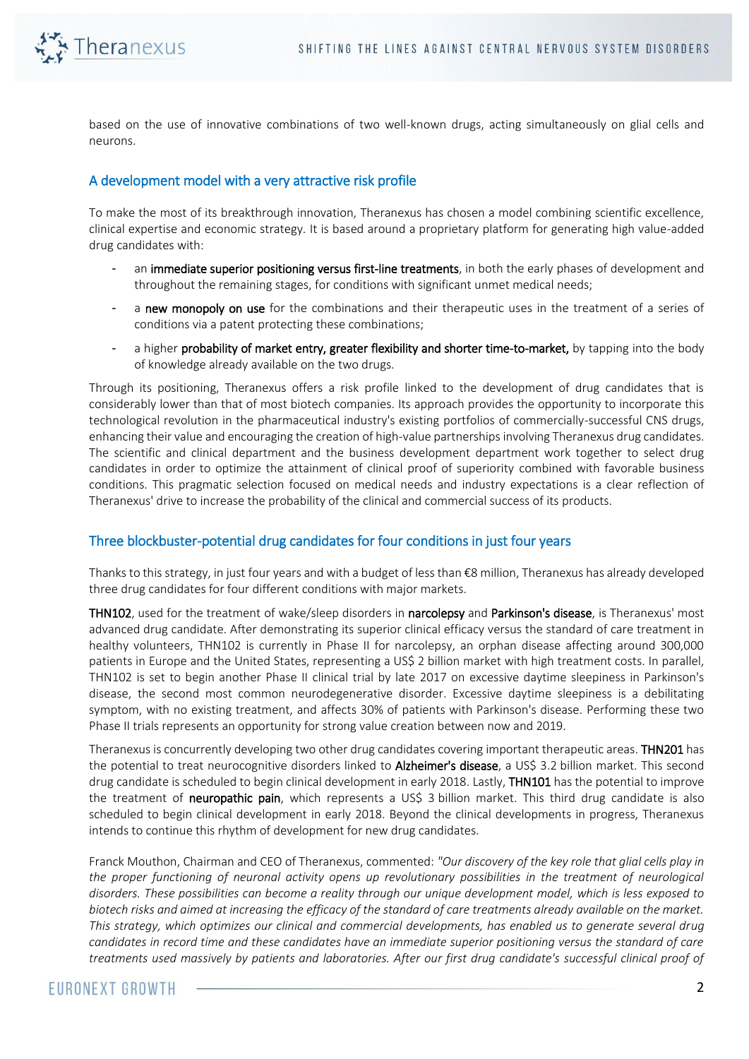based on the use of innovative combinations of two well-known drugs, acting simultaneously on glial cells and neurons.

## A development model with a very attractive risk profile

To make the most of its breakthrough innovation, Theranexus has chosen a model combining scientific excellence, clinical expertise and economic strategy. It is based around a proprietary platform for generating high value-added drug candidates with:

- an **immediate superior positioning versus first-line treatments**, in both the early phases of development and throughout the remaining stages, for conditions with significant unmet medical needs;
- a **new monopoly on use** for the combinations and their therapeutic uses in the treatment of a series of conditions via a patent protecting these combinations;
- a higher **probability of market entry, greater flexibility and shorter time-to-market,** by tapping into the body of knowledge already available on the two drugs.

Through its positioning, Theranexus offers a risk profile linked to the development of drug candidates that is considerably lower than that of most biotech companies. Its approach provides the opportunity to incorporate this technological revolution in the pharmaceutical industry's existing portfolios of commercially-successful CNS drugs, enhancing their value and encouraging the creation of high-value partnerships involving Theranexus drug candidates. The scientific and clinical department and the business development department work together to select drug candidates in order to optimize the attainment of clinical proof of superiority combined with favorable business conditions. This pragmatic selection focused on medical needs and industry expectations is a clear reflection of Theranexus' drive to increase the probability of the clinical and commercial success of its products.

## Three blockbuster-potential drug candidates for four conditions in just four years

Thanks to this strategy, in just four years and with a budget of less than €8 million, Theranexus has already developed three drug candidates for four different conditions with major markets.

**THN102**, used for the treatment of wake/sleep disorders in **narcolepsy** and **Parkinson's disease**, is Theranexus' most advanced drug candidate. After demonstrating its superior clinical efficacy versus the standard of care treatment in healthy volunteers, THN102 is currently in Phase II for narcolepsy, an orphan disease affecting around 300,000 patients in Europe and the United States, representing a US$ 2 billion market with high treatment costs. In parallel, THN102 is set to begin another Phase II clinical trial by late 2017 on excessive daytime sleepiness in Parkinson's disease, the second most common neurodegenerative disorder. Excessive daytime sleepiness is a debilitating symptom, with no existing treatment, and affects 30% of patients with Parkinson's disease. Performing these two Phase II trials represents an opportunity for strong value creation between now and 2019.

Theranexus is concurrently developing two other drug candidates covering important therapeutic areas. **THN201** has the potential to treat neurocognitive disorders linked to **Alzheimer's disease**, a US$ 3.2 billion market. This second drug candidate is scheduled to begin clinical development in early 2018. Lastly, **THN101** has the potential to improve the treatment of **neuropathic pain**, which represents a US$ 3 billion market. This third drug candidate is also scheduled to begin clinical development in early 2018. Beyond the clinical developments in progress, Theranexus intends to continue this rhythm of development for new drug candidates.

Franck Mouthon, Chairman and CEO of Theranexus, commented: *"Our discovery of the key role that glial cells play in the proper functioning of neuronal activity opens up revolutionary possibilities in the treatment of neurological disorders. These possibilities can become a reality through our unique development model, which is less exposed to biotech risks and aimed at increasing the efficacy of the standard of care treatments already available on the market. This strategy, which optimizes our clinical and commercial developments, has enabled us to generate several drug candidates in record time and these candidates have an immediate superior positioning versus the standard of care treatments used massively by patients and laboratories. After our first drug candidate's successful clinical proof of*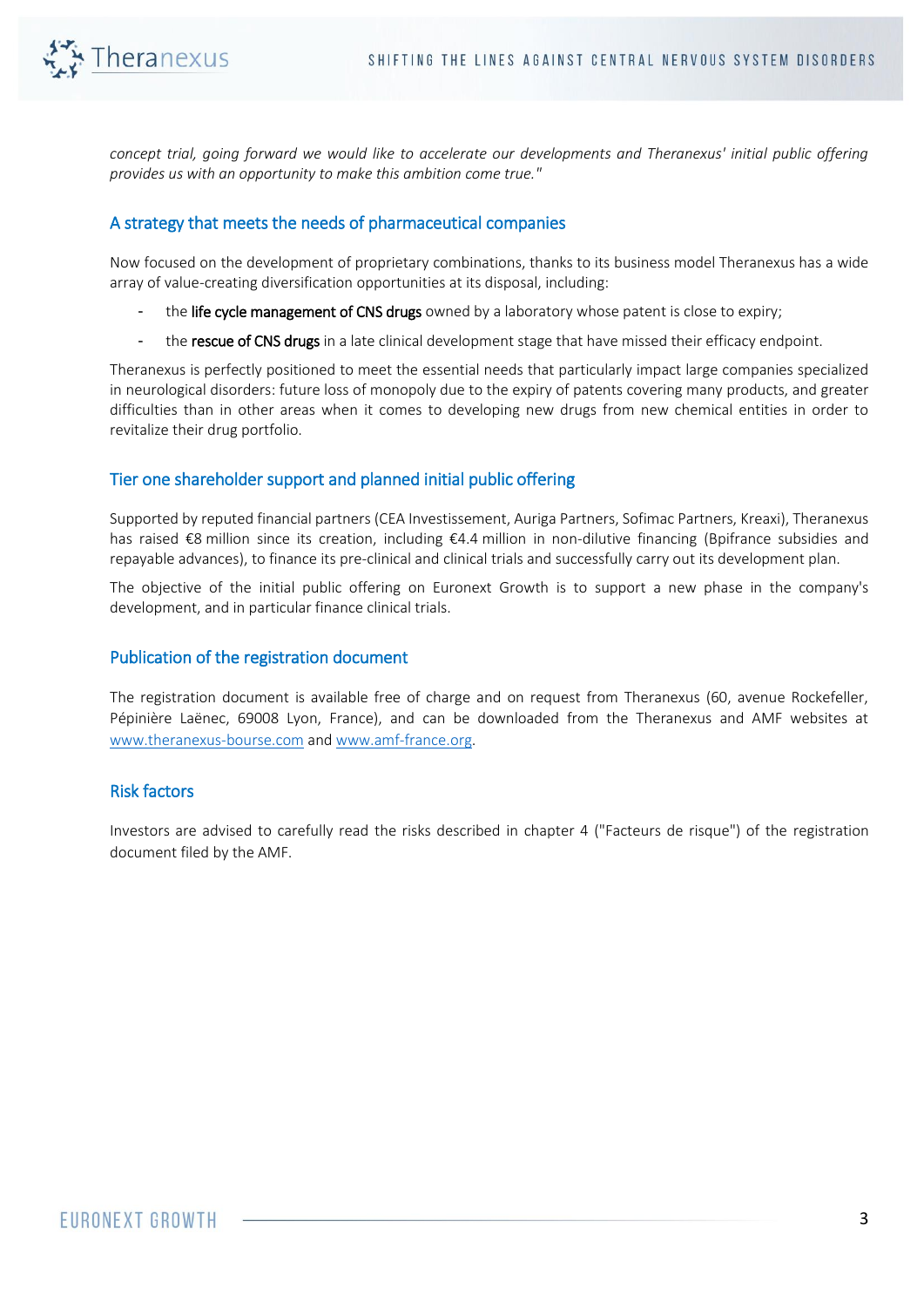*concept trial, going forward we would like to accelerate our developments and Theranexus' initial public offering provides us with an opportunity to make this ambition come true."*

## A strategy that meets the needs of pharmaceutical companies

Now focused on the development of proprietary combinations, thanks to its business model Theranexus has a wide array of value-creating diversification opportunities at its disposal, including:

- the **life cycle management of CNS drugs** owned by a laboratory whose patent is close to expiry;
- the **rescue of CNS drugs** in a late clinical development stage that have missed their efficacy endpoint.

Theranexus is perfectly positioned to meet the essential needs that particularly impact large companies specialized in neurological disorders: future loss of monopoly due to the expiry of patents covering many products, and greater difficulties than in other areas when it comes to developing new drugs from new chemical entities in order to revitalize their drug portfolio.

## Tier one shareholder support and planned initial public offering

Supported by reputed financial partners (CEA Investissement, Auriga Partners, Sofimac Partners, Kreaxi), Theranexus has raised €8 million since its creation, including €4.4 million in non-dilutive financing (Bpifrance subsidies and repayable advances), to finance its pre-clinical and clinical trials and successfully carry out its development plan.

The objective of the initial public offering on Euronext Growth is to support a new phase in the company's development, and in particular finance clinical trials.

## Publication of the registration document

The registration document is available free of charge and on request from Theranexus (60, avenue Rockefeller, Pépinière Laënec, 69008 Lyon, France), and can be downloaded from the Theranexus and AMF websites at www.theranexus-bourse.com and www.amf-france.org.

## Risk factors

Investors are advised to carefully read the risks described in chapter 4 ("Facteurs de risque") of the registration document filed by the AMF.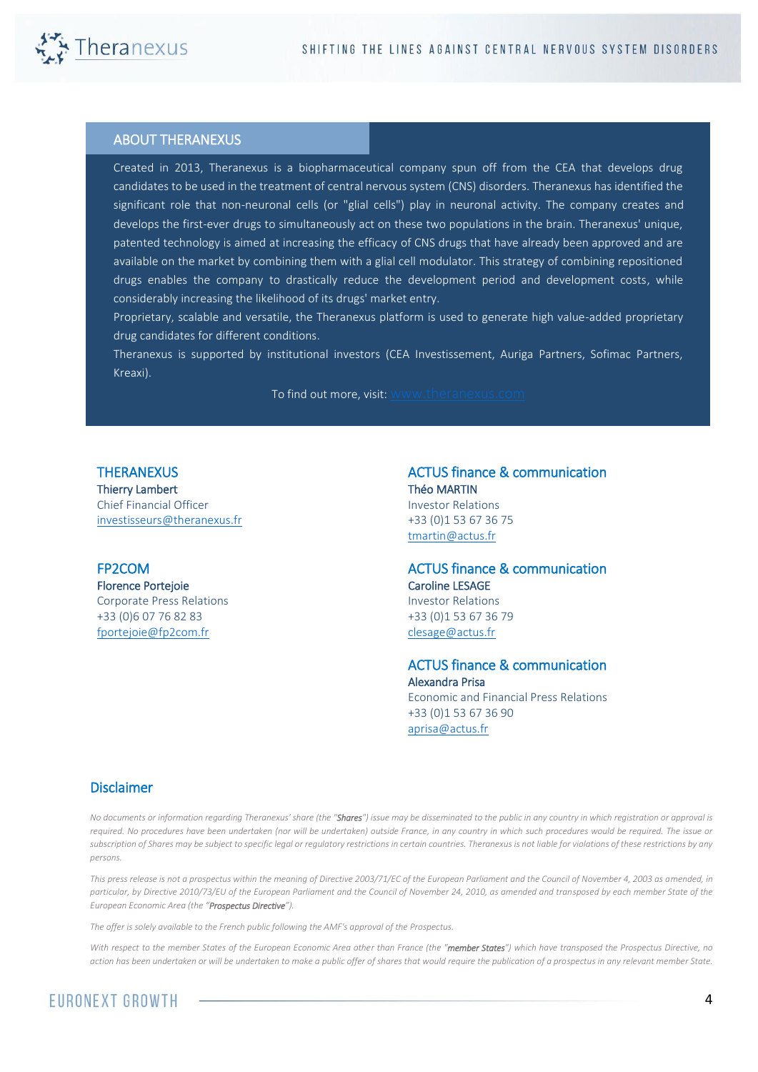## ABOUT THERANEXUS

Created in 2013, Theranexus is a biopharmaceutical company spun off from the CEA that develops drug candidates to be used in the treatment of central nervous system (CNS) disorders. Theranexus has identified the significant role that non-neuronal cells (or "glial cells") play in neuronal activity. The company creates and develops the first-ever drugs to simultaneously act on these two populations in the brain. Theranexus' unique, patented technology is aimed at increasing the efficacy of CNS drugs that have already been approved and are available on the market by combining them with a glial cell modulator. This strategy of combining repositioned drugs enables the company to drastically reduce the development period and development costs, while considerably increasing the likelihood of its drugs' market entry.

Proprietary, scalable and versatile, the Theranexus platform is used to generate high value-added proprietary drug candidates for different conditions.

Theranexus is supported by institutional investors (CEA Investissement, Auriga Partners, Sofimac Partners, Kreaxi).

To find out more, visit: www.theranexus.com

**THERANEXUS**
**Thierry Lambert**
Chief Financial Officer
investisseurs@theranexus.fr

**FP2COM**
**Florence Portejoie**
Corporate Press Relations
+33 (0)6 07 76 82 83
fportejoie@fp2com.fr

**ACTUS finance & communication**
**Théo MARTIN**
Investor Relations
+33 (0)1 53 67 36 75
tmartin@actus.fr

**ACTUS finance & communication**
**Caroline LESAGE**
Investor Relations
+33 (0)1 53 67 36 79
clesage@actus.fr

**ACTUS finance & communication**
**Alexandra Prisa**
Economic and Financial Press Relations
+33 (0)1 53 67 36 90
aprisa@actus.fr

## Disclaimer

*No documents or information regarding Theranexus' share (the "**Shares**") issue may be disseminated to the public in any country in which registration or approval is required. No procedures have been undertaken (nor will be undertaken) outside France, in any country in which such procedures would be required. The issue or subscription of Shares may be subject to specific legal or regulatory restrictions in certain countries. Theranexus is not liable for violations of these restrictions by any persons.*

*This press release is not a prospectus within the meaning of Directive 2003/71/EC of the European Parliament and the Council of November 4, 2003 as amended, in particular, by Directive 2010/73/EU of the European Parliament and the Council of November 24, 2010, as amended and transposed by each member State of the European Economic Area (the "**Prospectus Directive**").*

*The offer is solely available to the French public following the AMF's approval of the Prospectus.*

*With respect to the member States of the European Economic Area other than France (the "**member States**") which have transposed the Prospectus Directive, no action has been undertaken or will be undertaken to make a public offer of shares that would require the publication of a prospectus in any relevant member State.*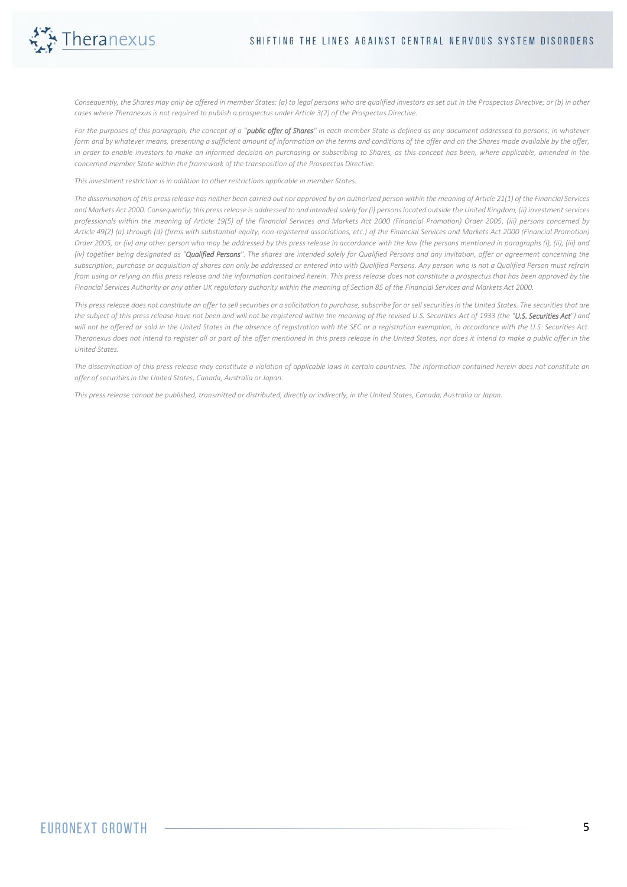*Consequently, the Shares may only be offered in member States: (a) to legal persons who are qualified investors as set out in the Prospectus Directive; or (b) in other cases where Theranexus is not required to publish a prospectus under Article 3(2) of the Prospectus Directive.*

*For the purposes of this paragraph, the concept of a "**public offer of Shares**" in each member State is defined as any document addressed to persons, in whatever form and by whatever means, presenting a sufficient amount of information on the terms and conditions of the offer and on the Shares made available by the offer, in order to enable investors to make an informed decision on purchasing or subscribing to Shares, as this concept has been, where applicable, amended in the concerned member State within the framework of the transposition of the Prospectus Directive.*

*This investment restriction is in addition to other restrictions applicable in member States.*

*The dissemination of this press release has neither been carried out nor approved by an authorized person within the meaning of Article 21(1) of the Financial Services and Markets Act 2000. Consequently, this press release is addressed to and intended solely for (i) persons located outside the United Kingdom, (ii) investment services professionals within the meaning of Article 19(5) of the Financial Services and Markets Act 2000 (Financial Promotion) Order 2005, (iii) persons concerned by Article 49(2) (a) through (d) (firms with substantial equity, non-registered associations, etc.) of the Financial Services and Markets Act 2000 (Financial Promotion) Order 2005, or (iv) any other person who may be addressed by this press release in accordance with the law (the persons mentioned in paragraphs (i), (ii), (iii) and (iv) together being designated as "**Qualified Persons**". The shares are intended solely for Qualified Persons and any invitation, offer or agreement concerning the subscription, purchase or acquisition of shares can only be addressed or entered into with Qualified Persons. Any person who is not a Qualified Person must refrain from using or relying on this press release and the information contained herein. This press release does not constitute a prospectus that has been approved by the Financial Services Authority or any other UK regulatory authority within the meaning of Section 85 of the Financial Services and Markets Act 2000.*

*This press release does not constitute an offer to sell securities or a solicitation to purchase, subscribe for or sell securities in the United States. The securities that are the subject of this press release have not been and will not be registered within the meaning of the revised U.S. Securities Act of 1933 (the "**U.S. Securities Act**") and will not be offered or sold in the United States in the absence of registration with the SEC or a registration exemption, in accordance with the U.S. Securities Act. Theranexus does not intend to register all or part of the offer mentioned in this press release in the United States, nor does it intend to make a public offer in the United States.*

*The dissemination of this press release may constitute a violation of applicable laws in certain countries. The information contained herein does not constitute an offer of securities in the United States, Canada, Australia or Japan.*

*This press release cannot be published, transmitted or distributed, directly or indirectly, in the United States, Canada, Australia or Japan.*